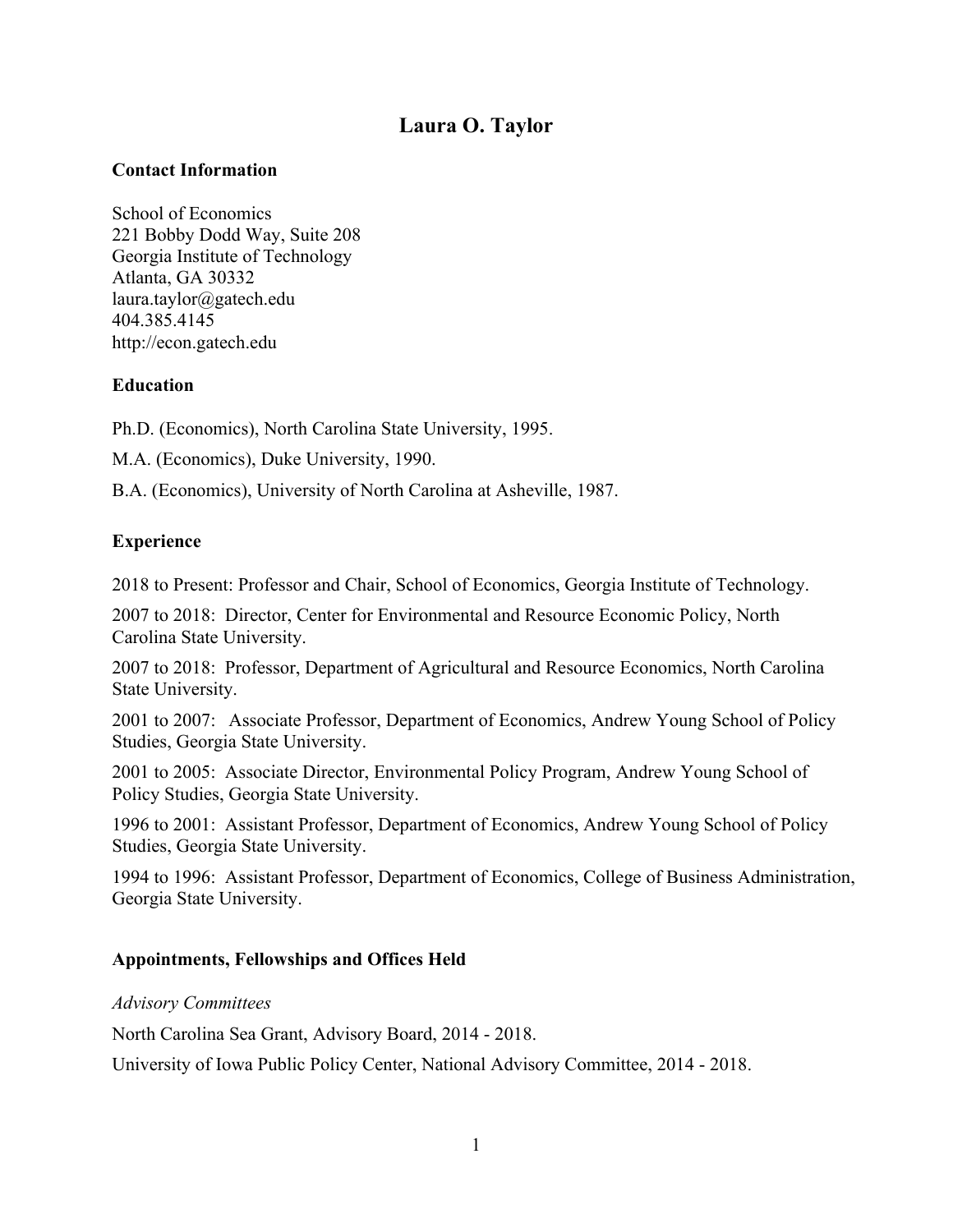# Laura O. Taylor

## Contact Information

School of Economics
221 Bobby Dodd Way, Suite 208
Georgia Institute of Technology
Atlanta, GA 30332
laura.taylor@gatech.edu
404.385.4145
http://econ.gatech.edu

## Education

Ph.D. (Economics), North Carolina State University, 1995.

M.A. (Economics), Duke University, 1990.

B.A. (Economics), University of North Carolina at Asheville, 1987.

## Experience

2018 to Present: Professor and Chair, School of Economics, Georgia Institute of Technology.

2007 to 2018: Director, Center for Environmental and Resource Economic Policy, North Carolina State University.

2007 to 2018: Professor, Department of Agricultural and Resource Economics, North Carolina State University.

2001 to 2007: Associate Professor, Department of Economics, Andrew Young School of Policy Studies, Georgia State University.

2001 to 2005: Associate Director, Environmental Policy Program, Andrew Young School of Policy Studies, Georgia State University.

1996 to 2001: Assistant Professor, Department of Economics, Andrew Young School of Policy Studies, Georgia State University.

1994 to 1996: Assistant Professor, Department of Economics, College of Business Administration, Georgia State University.

## Appointments, Fellowships and Offices Held

*Advisory Committees*

North Carolina Sea Grant, Advisory Board, 2014 - 2018.

University of Iowa Public Policy Center, National Advisory Committee, 2014 - 2018.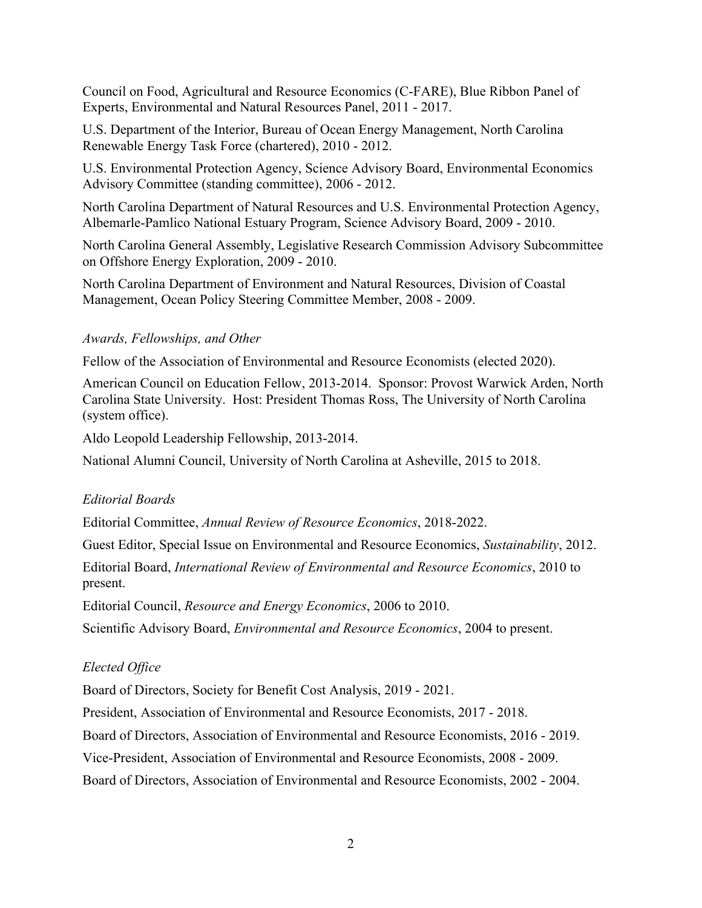Council on Food, Agricultural and Resource Economics (C-FARE), Blue Ribbon Panel of Experts, Environmental and Natural Resources Panel, 2011 - 2017.

U.S. Department of the Interior, Bureau of Ocean Energy Management, North Carolina Renewable Energy Task Force (chartered), 2010 - 2012.

U.S. Environmental Protection Agency, Science Advisory Board, Environmental Economics Advisory Committee (standing committee), 2006 - 2012.

North Carolina Department of Natural Resources and U.S. Environmental Protection Agency, Albemarle-Pamlico National Estuary Program, Science Advisory Board, 2009 - 2010.

North Carolina General Assembly, Legislative Research Commission Advisory Subcommittee on Offshore Energy Exploration, 2009 - 2010.

North Carolina Department of Environment and Natural Resources, Division of Coastal Management, Ocean Policy Steering Committee Member, 2008 - 2009.

*Awards, Fellowships, and Other*

Fellow of the Association of Environmental and Resource Economists (elected 2020).

American Council on Education Fellow, 2013-2014. Sponsor: Provost Warwick Arden, North Carolina State University. Host: President Thomas Ross, The University of North Carolina (system office).

Aldo Leopold Leadership Fellowship, 2013-2014.

National Alumni Council, University of North Carolina at Asheville, 2015 to 2018.

*Editorial Boards*

Editorial Committee, *Annual Review of Resource Economics*, 2018-2022.

Guest Editor, Special Issue on Environmental and Resource Economics, *Sustainability*, 2012.

Editorial Board, *International Review of Environmental and Resource Economics*, 2010 to present.

Editorial Council, *Resource and Energy Economics*, 2006 to 2010.

Scientific Advisory Board, *Environmental and Resource Economics*, 2004 to present.

*Elected Office*

Board of Directors, Society for Benefit Cost Analysis, 2019 - 2021.

President, Association of Environmental and Resource Economists, 2017 - 2018.

Board of Directors, Association of Environmental and Resource Economists, 2016 - 2019.

Vice-President, Association of Environmental and Resource Economists, 2008 - 2009.

Board of Directors, Association of Environmental and Resource Economists, 2002 - 2004.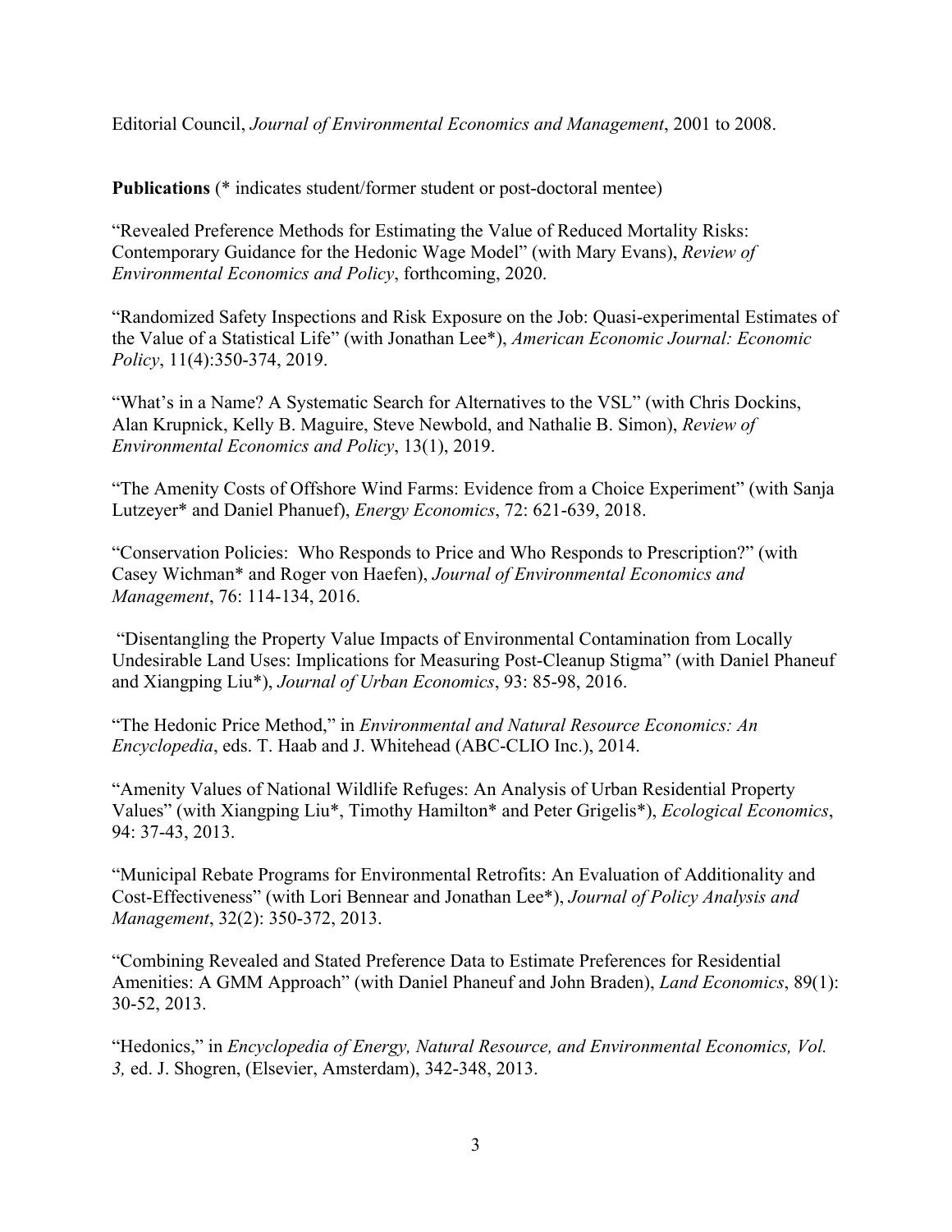Editorial Council, *Journal of Environmental Economics and Management*, 2001 to 2008.

**Publications** (* indicates student/former student or post-doctoral mentee)

"Revealed Preference Methods for Estimating the Value of Reduced Mortality Risks: Contemporary Guidance for the Hedonic Wage Model" (with Mary Evans), *Review of Environmental Economics and Policy*, forthcoming, 2020.

"Randomized Safety Inspections and Risk Exposure on the Job: Quasi-experimental Estimates of the Value of a Statistical Life" (with Jonathan Lee*), *American Economic Journal: Economic Policy*, 11(4):350-374, 2019.

"What's in a Name? A Systematic Search for Alternatives to the VSL" (with Chris Dockins, Alan Krupnick, Kelly B. Maguire, Steve Newbold, and Nathalie B. Simon), *Review of Environmental Economics and Policy*, 13(1), 2019.

"The Amenity Costs of Offshore Wind Farms: Evidence from a Choice Experiment" (with Sanja Lutzeyer* and Daniel Phanuef), *Energy Economics*, 72: 621-639, 2018.

"Conservation Policies: Who Responds to Price and Who Responds to Prescription?" (with Casey Wichman* and Roger von Haefen), *Journal of Environmental Economics and Management*, 76: 114-134, 2016.

"Disentangling the Property Value Impacts of Environmental Contamination from Locally Undesirable Land Uses: Implications for Measuring Post-Cleanup Stigma" (with Daniel Phaneuf and Xiangping Liu*), *Journal of Urban Economics*, 93: 85-98, 2016.

"The Hedonic Price Method," in *Environmental and Natural Resource Economics: An Encyclopedia*, eds. T. Haab and J. Whitehead (ABC-CLIO Inc.), 2014.

"Amenity Values of National Wildlife Refuges: An Analysis of Urban Residential Property Values" (with Xiangping Liu*, Timothy Hamilton* and Peter Grigelis*), *Ecological Economics*, 94: 37-43, 2013.

"Municipal Rebate Programs for Environmental Retrofits: An Evaluation of Additionality and Cost-Effectiveness" (with Lori Bennear and Jonathan Lee*), *Journal of Policy Analysis and Management*, 32(2): 350-372, 2013.

"Combining Revealed and Stated Preference Data to Estimate Preferences for Residential Amenities: A GMM Approach" (with Daniel Phaneuf and John Braden), *Land Economics*, 89(1): 30-52, 2013.

"Hedonics," in *Encyclopedia of Energy, Natural Resource, and Environmental Economics, Vol. 3,* ed. J. Shogren, (Elsevier, Amsterdam), 342-348, 2013.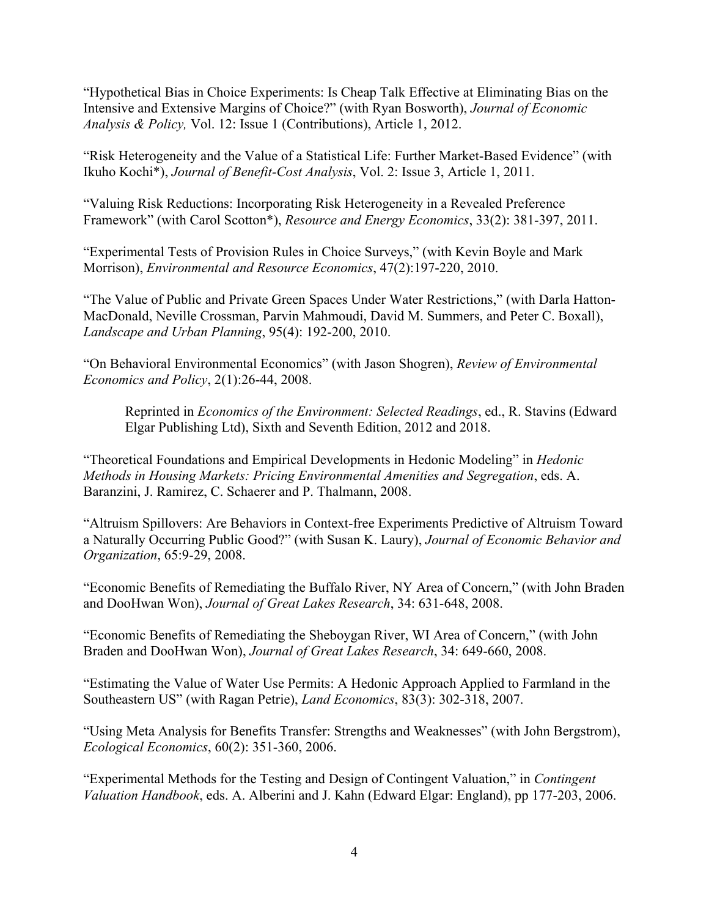"Hypothetical Bias in Choice Experiments: Is Cheap Talk Effective at Eliminating Bias on the Intensive and Extensive Margins of Choice?" (with Ryan Bosworth), *Journal of Economic Analysis & Policy,* Vol. 12: Issue 1 (Contributions), Article 1, 2012.

"Risk Heterogeneity and the Value of a Statistical Life: Further Market-Based Evidence" (with Ikuho Kochi*), *Journal of Benefit-Cost Analysis*, Vol. 2: Issue 3, Article 1, 2011.

"Valuing Risk Reductions: Incorporating Risk Heterogeneity in a Revealed Preference Framework" (with Carol Scotton*), *Resource and Energy Economics*, 33(2): 381-397, 2011.

"Experimental Tests of Provision Rules in Choice Surveys," (with Kevin Boyle and Mark Morrison), *Environmental and Resource Economics*, 47(2):197-220, 2010.

"The Value of Public and Private Green Spaces Under Water Restrictions," (with Darla Hatton-MacDonald, Neville Crossman, Parvin Mahmoudi, David M. Summers, and Peter C. Boxall), *Landscape and Urban Planning*, 95(4): 192-200, 2010.

"On Behavioral Environmental Economics" (with Jason Shogren), *Review of Environmental Economics and Policy*, 2(1):26-44, 2008.

> Reprinted in *Economics of the Environment: Selected Readings*, ed., R. Stavins (Edward Elgar Publishing Ltd), Sixth and Seventh Edition, 2012 and 2018.

"Theoretical Foundations and Empirical Developments in Hedonic Modeling" in *Hedonic Methods in Housing Markets: Pricing Environmental Amenities and Segregation*, eds. A. Baranzini, J. Ramirez, C. Schaerer and P. Thalmann, 2008.

"Altruism Spillovers: Are Behaviors in Context-free Experiments Predictive of Altruism Toward a Naturally Occurring Public Good?" (with Susan K. Laury), *Journal of Economic Behavior and Organization*, 65:9-29, 2008.

"Economic Benefits of Remediating the Buffalo River, NY Area of Concern," (with John Braden and DooHwan Won), *Journal of Great Lakes Research*, 34: 631-648, 2008.

"Economic Benefits of Remediating the Sheboygan River, WI Area of Concern," (with John Braden and DooHwan Won), *Journal of Great Lakes Research*, 34: 649-660, 2008.

"Estimating the Value of Water Use Permits: A Hedonic Approach Applied to Farmland in the Southeastern US" (with Ragan Petrie), *Land Economics*, 83(3): 302-318, 2007.

"Using Meta Analysis for Benefits Transfer: Strengths and Weaknesses" (with John Bergstrom), *Ecological Economics*, 60(2): 351-360, 2006.

"Experimental Methods for the Testing and Design of Contingent Valuation," in *Contingent Valuation Handbook*, eds. A. Alberini and J. Kahn (Edward Elgar: England), pp 177-203, 2006.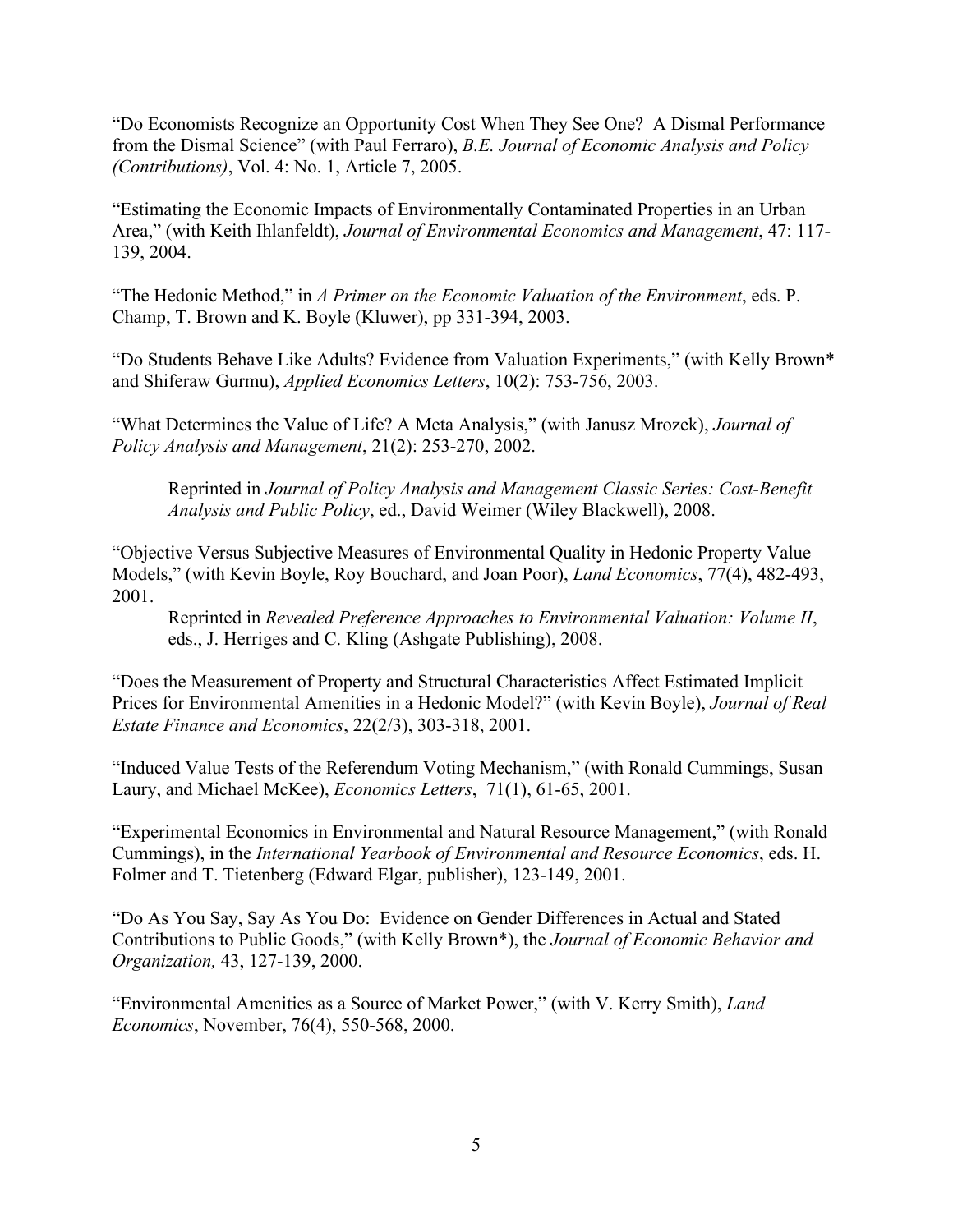"Do Economists Recognize an Opportunity Cost When They See One? A Dismal Performance from the Dismal Science" (with Paul Ferraro), *B.E. Journal of Economic Analysis and Policy (Contributions)*, Vol. 4: No. 1, Article 7, 2005.

"Estimating the Economic Impacts of Environmentally Contaminated Properties in an Urban Area," (with Keith Ihlanfeldt), *Journal of Environmental Economics and Management*, 47: 117-139, 2004.

"The Hedonic Method," in *A Primer on the Economic Valuation of the Environment*, eds. P. Champ, T. Brown and K. Boyle (Kluwer), pp 331-394, 2003.

"Do Students Behave Like Adults? Evidence from Valuation Experiments," (with Kelly Brown* and Shiferaw Gurmu), *Applied Economics Letters*, 10(2): 753-756, 2003.

"What Determines the Value of Life? A Meta Analysis," (with Janusz Mrozek), *Journal of Policy Analysis and Management*, 21(2): 253-270, 2002.

> Reprinted in *Journal of Policy Analysis and Management Classic Series: Cost-Benefit Analysis and Public Policy*, ed., David Weimer (Wiley Blackwell), 2008.

"Objective Versus Subjective Measures of Environmental Quality in Hedonic Property Value Models," (with Kevin Boyle, Roy Bouchard, and Joan Poor), *Land Economics*, 77(4), 482-493, 2001.

> Reprinted in *Revealed Preference Approaches to Environmental Valuation: Volume II*, eds., J. Herriges and C. Kling (Ashgate Publishing), 2008.

"Does the Measurement of Property and Structural Characteristics Affect Estimated Implicit Prices for Environmental Amenities in a Hedonic Model?" (with Kevin Boyle), *Journal of Real Estate Finance and Economics*, 22(2/3), 303-318, 2001.

"Induced Value Tests of the Referendum Voting Mechanism," (with Ronald Cummings, Susan Laury, and Michael McKee), *Economics Letters*, 71(1), 61-65, 2001.

"Experimental Economics in Environmental and Natural Resource Management," (with Ronald Cummings), in the *International Yearbook of Environmental and Resource Economics*, eds. H. Folmer and T. Tietenberg (Edward Elgar, publisher), 123-149, 2001.

"Do As You Say, Say As You Do: Evidence on Gender Differences in Actual and Stated Contributions to Public Goods," (with Kelly Brown*), the *Journal of Economic Behavior and Organization,* 43, 127-139, 2000.

"Environmental Amenities as a Source of Market Power," (with V. Kerry Smith), *Land Economics*, November, 76(4), 550-568, 2000.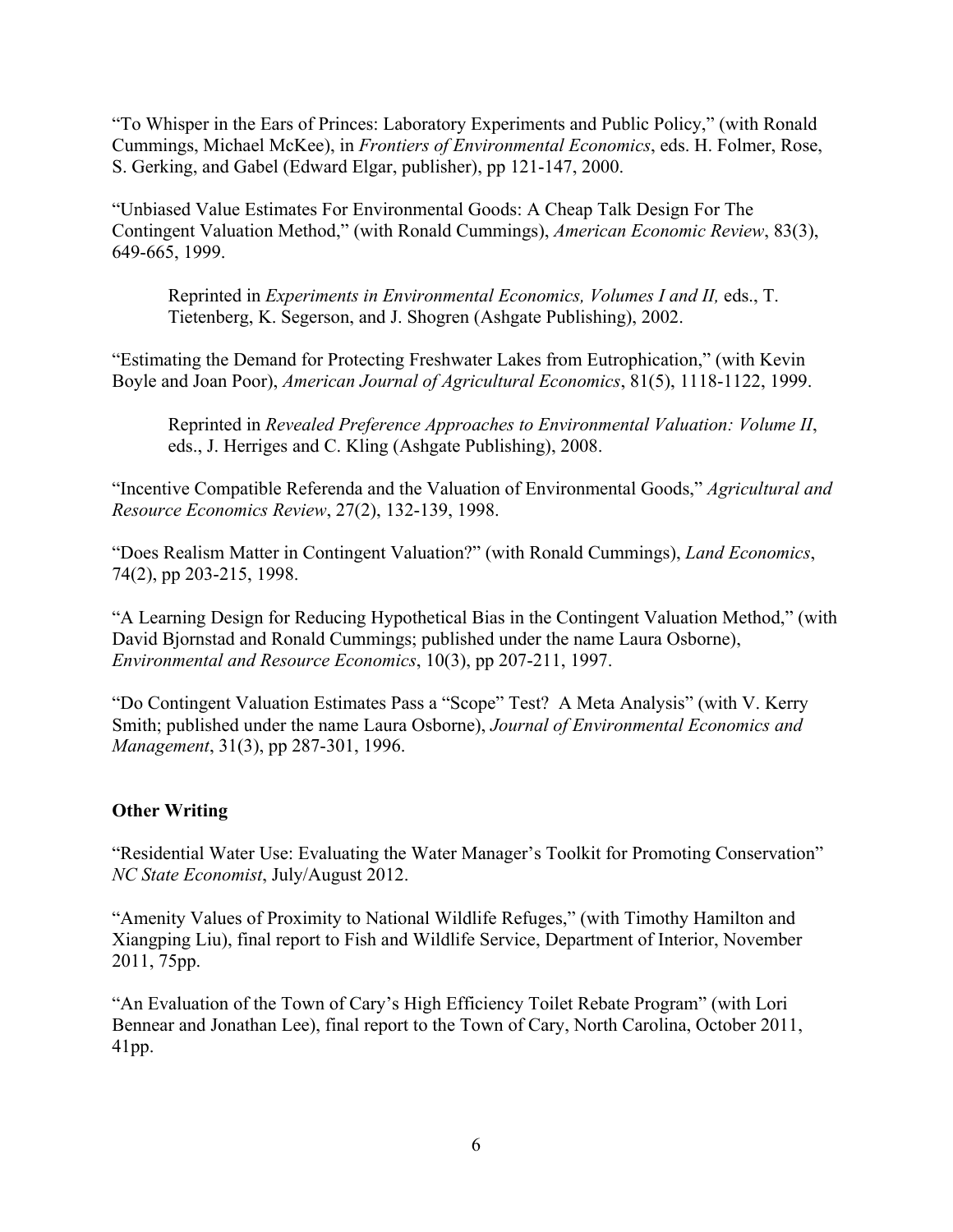"To Whisper in the Ears of Princes: Laboratory Experiments and Public Policy," (with Ronald Cummings, Michael McKee), in *Frontiers of Environmental Economics*, eds. H. Folmer, Rose, S. Gerking, and Gabel (Edward Elgar, publisher), pp 121-147, 2000.

"Unbiased Value Estimates For Environmental Goods: A Cheap Talk Design For The Contingent Valuation Method," (with Ronald Cummings), *American Economic Review*, 83(3), 649-665, 1999.

> Reprinted in *Experiments in Environmental Economics, Volumes I and II,* eds., T. Tietenberg, K. Segerson, and J. Shogren (Ashgate Publishing), 2002.

"Estimating the Demand for Protecting Freshwater Lakes from Eutrophication," (with Kevin Boyle and Joan Poor), *American Journal of Agricultural Economics*, 81(5), 1118-1122, 1999.

> Reprinted in *Revealed Preference Approaches to Environmental Valuation: Volume II*, eds., J. Herriges and C. Kling (Ashgate Publishing), 2008.

"Incentive Compatible Referenda and the Valuation of Environmental Goods," *Agricultural and Resource Economics Review*, 27(2), 132-139, 1998.

"Does Realism Matter in Contingent Valuation?" (with Ronald Cummings), *Land Economics*, 74(2), pp 203-215, 1998.

"A Learning Design for Reducing Hypothetical Bias in the Contingent Valuation Method," (with David Bjornstad and Ronald Cummings; published under the name Laura Osborne), *Environmental and Resource Economics*, 10(3), pp 207-211, 1997.

"Do Contingent Valuation Estimates Pass a "Scope" Test? A Meta Analysis" (with V. Kerry Smith; published under the name Laura Osborne), *Journal of Environmental Economics and Management*, 31(3), pp 287-301, 1996.

**Other Writing**

"Residential Water Use: Evaluating the Water Manager's Toolkit for Promoting Conservation" *NC State Economist*, July/August 2012.

"Amenity Values of Proximity to National Wildlife Refuges," (with Timothy Hamilton and Xiangping Liu), final report to Fish and Wildlife Service, Department of Interior, November 2011, 75pp.

"An Evaluation of the Town of Cary's High Efficiency Toilet Rebate Program" (with Lori Bennear and Jonathan Lee), final report to the Town of Cary, North Carolina, October 2011, 41pp.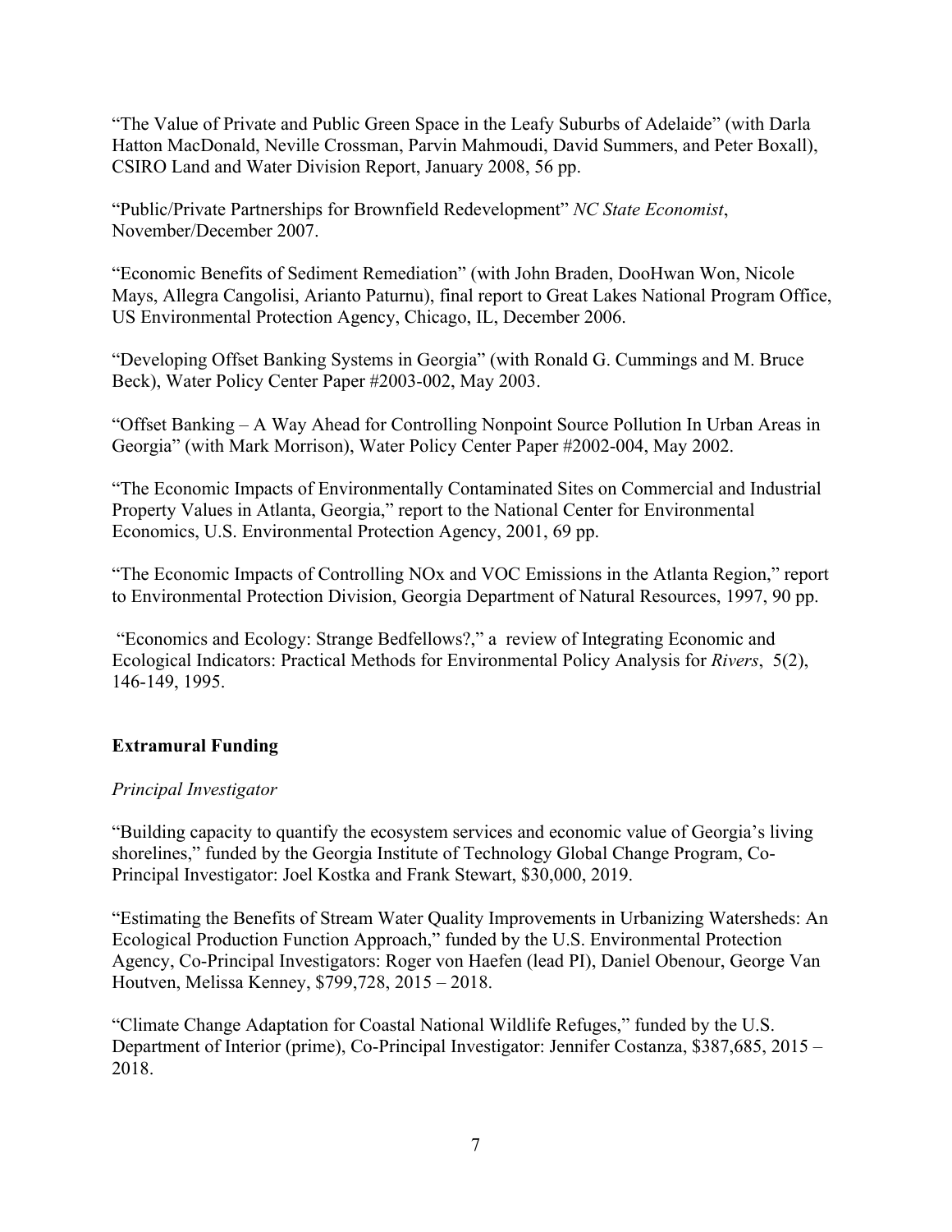"The Value of Private and Public Green Space in the Leafy Suburbs of Adelaide" (with Darla Hatton MacDonald, Neville Crossman, Parvin Mahmoudi, David Summers, and Peter Boxall), CSIRO Land and Water Division Report, January 2008, 56 pp.

"Public/Private Partnerships for Brownfield Redevelopment" *NC State Economist*, November/December 2007.

"Economic Benefits of Sediment Remediation" (with John Braden, DooHwan Won, Nicole Mays, Allegra Cangolisi, Arianto Paturnu), final report to Great Lakes National Program Office, US Environmental Protection Agency, Chicago, IL, December 2006.

"Developing Offset Banking Systems in Georgia" (with Ronald G. Cummings and M. Bruce Beck), Water Policy Center Paper #2003-002, May 2003.

"Offset Banking – A Way Ahead for Controlling Nonpoint Source Pollution In Urban Areas in Georgia" (with Mark Morrison), Water Policy Center Paper #2002-004, May 2002.

"The Economic Impacts of Environmentally Contaminated Sites on Commercial and Industrial Property Values in Atlanta, Georgia," report to the National Center for Environmental Economics, U.S. Environmental Protection Agency, 2001, 69 pp.

"The Economic Impacts of Controlling NOx and VOC Emissions in the Atlanta Region," report to Environmental Protection Division, Georgia Department of Natural Resources, 1997, 90 pp.

"Economics and Ecology: Strange Bedfellows?," a review of Integrating Economic and Ecological Indicators: Practical Methods for Environmental Policy Analysis for *Rivers*, 5(2), 146-149, 1995.

## Extramural Funding

*Principal Investigator*

"Building capacity to quantify the ecosystem services and economic value of Georgia's living shorelines," funded by the Georgia Institute of Technology Global Change Program, Co-Principal Investigator: Joel Kostka and Frank Stewart, $30,000, 2019.

"Estimating the Benefits of Stream Water Quality Improvements in Urbanizing Watersheds: An Ecological Production Function Approach," funded by the U.S. Environmental Protection Agency, Co-Principal Investigators: Roger von Haefen (lead PI), Daniel Obenour, George Van Houtven, Melissa Kenney, $799,728, 2015 – 2018.

"Climate Change Adaptation for Coastal National Wildlife Refuges," funded by the U.S. Department of Interior (prime), Co-Principal Investigator: Jennifer Costanza, $387,685, 2015 – 2018.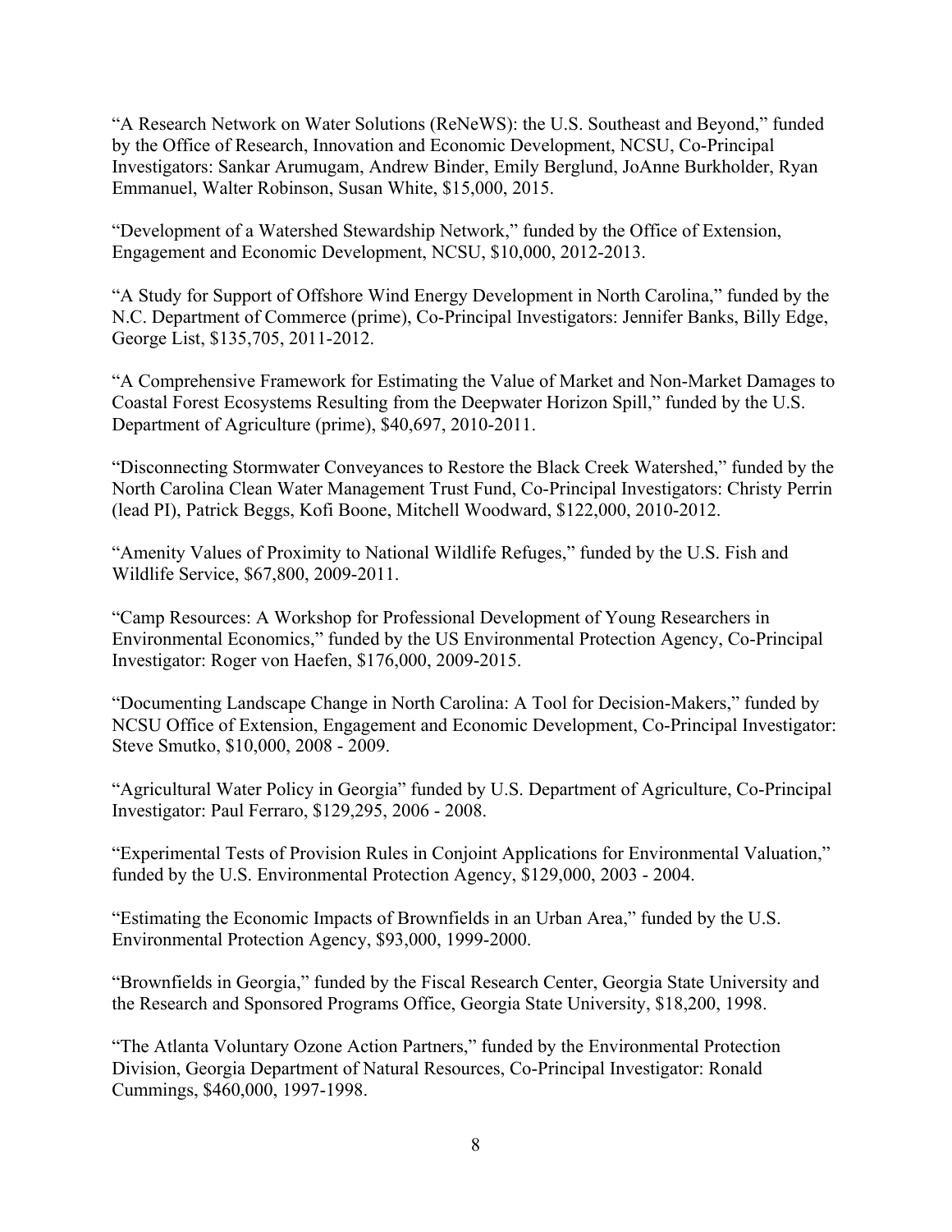"A Research Network on Water Solutions (ReNeWS): the U.S. Southeast and Beyond," funded by the Office of Research, Innovation and Economic Development, NCSU, Co-Principal Investigators: Sankar Arumugam, Andrew Binder, Emily Berglund, JoAnne Burkholder, Ryan Emmanuel, Walter Robinson, Susan White, $15,000, 2015.

"Development of a Watershed Stewardship Network," funded by the Office of Extension, Engagement and Economic Development, NCSU, $10,000, 2012-2013.

"A Study for Support of Offshore Wind Energy Development in North Carolina," funded by the N.C. Department of Commerce (prime), Co-Principal Investigators: Jennifer Banks, Billy Edge, George List, $135,705, 2011-2012.

"A Comprehensive Framework for Estimating the Value of Market and Non-Market Damages to Coastal Forest Ecosystems Resulting from the Deepwater Horizon Spill," funded by the U.S. Department of Agriculture (prime), $40,697, 2010-2011.

"Disconnecting Stormwater Conveyances to Restore the Black Creek Watershed," funded by the North Carolina Clean Water Management Trust Fund, Co-Principal Investigators: Christy Perrin (lead PI), Patrick Beggs, Kofi Boone, Mitchell Woodward, $122,000, 2010-2012.

"Amenity Values of Proximity to National Wildlife Refuges," funded by the U.S. Fish and Wildlife Service, $67,800, 2009-2011.

"Camp Resources: A Workshop for Professional Development of Young Researchers in Environmental Economics," funded by the US Environmental Protection Agency, Co-Principal Investigator: Roger von Haefen, $176,000, 2009-2015.

"Documenting Landscape Change in North Carolina: A Tool for Decision-Makers," funded by NCSU Office of Extension, Engagement and Economic Development, Co-Principal Investigator: Steve Smutko, $10,000, 2008 - 2009.

"Agricultural Water Policy in Georgia" funded by U.S. Department of Agriculture, Co-Principal Investigator: Paul Ferraro, $129,295, 2006 - 2008.

"Experimental Tests of Provision Rules in Conjoint Applications for Environmental Valuation," funded by the U.S. Environmental Protection Agency, $129,000, 2003 - 2004.

"Estimating the Economic Impacts of Brownfields in an Urban Area," funded by the U.S. Environmental Protection Agency, $93,000, 1999-2000.

"Brownfields in Georgia," funded by the Fiscal Research Center, Georgia State University and the Research and Sponsored Programs Office, Georgia State University, $18,200, 1998.

"The Atlanta Voluntary Ozone Action Partners," funded by the Environmental Protection Division, Georgia Department of Natural Resources, Co-Principal Investigator: Ronald Cummings, $460,000, 1997-1998.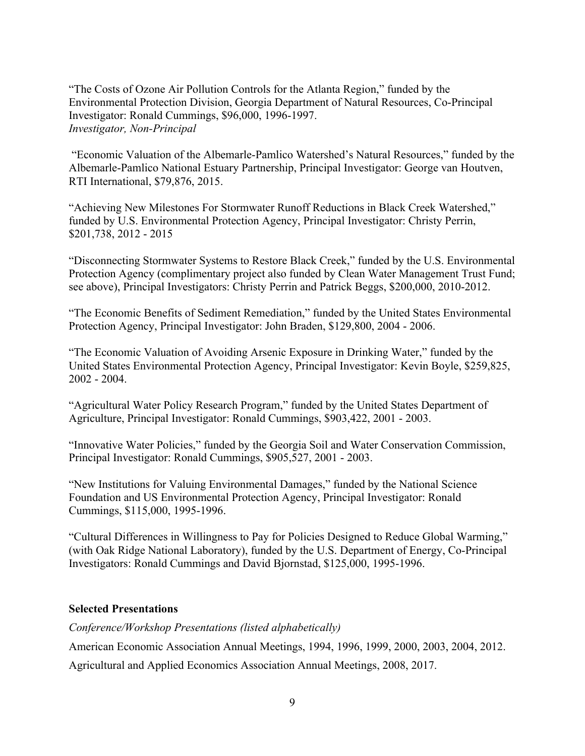"The Costs of Ozone Air Pollution Controls for the Atlanta Region," funded by the Environmental Protection Division, Georgia Department of Natural Resources, Co-Principal Investigator: Ronald Cummings, $96,000, 1996-1997.

*Investigator, Non-Principal*

"Economic Valuation of the Albemarle-Pamlico Watershed's Natural Resources," funded by the Albemarle-Pamlico National Estuary Partnership, Principal Investigator: George van Houtven, RTI International, $79,876, 2015.

"Achieving New Milestones For Stormwater Runoff Reductions in Black Creek Watershed," funded by U.S. Environmental Protection Agency, Principal Investigator: Christy Perrin, $201,738, 2012 - 2015

"Disconnecting Stormwater Systems to Restore Black Creek," funded by the U.S. Environmental Protection Agency (complimentary project also funded by Clean Water Management Trust Fund; see above), Principal Investigators: Christy Perrin and Patrick Beggs, $200,000, 2010-2012.

"The Economic Benefits of Sediment Remediation," funded by the United States Environmental Protection Agency, Principal Investigator: John Braden, $129,800, 2004 - 2006.

"The Economic Valuation of Avoiding Arsenic Exposure in Drinking Water," funded by the United States Environmental Protection Agency, Principal Investigator: Kevin Boyle, $259,825, 2002 - 2004.

"Agricultural Water Policy Research Program," funded by the United States Department of Agriculture, Principal Investigator: Ronald Cummings, $903,422, 2001 - 2003.

"Innovative Water Policies," funded by the Georgia Soil and Water Conservation Commission, Principal Investigator: Ronald Cummings, $905,527, 2001 - 2003.

"New Institutions for Valuing Environmental Damages," funded by the National Science Foundation and US Environmental Protection Agency, Principal Investigator: Ronald Cummings, $115,000, 1995-1996.

"Cultural Differences in Willingness to Pay for Policies Designed to Reduce Global Warming," (with Oak Ridge National Laboratory), funded by the U.S. Department of Energy, Co-Principal Investigators: Ronald Cummings and David Bjornstad, $125,000, 1995-1996.

**Selected Presentations**

*Conference/Workshop Presentations (listed alphabetically)*

American Economic Association Annual Meetings, 1994, 1996, 1999, 2000, 2003, 2004, 2012.

Agricultural and Applied Economics Association Annual Meetings, 2008, 2017.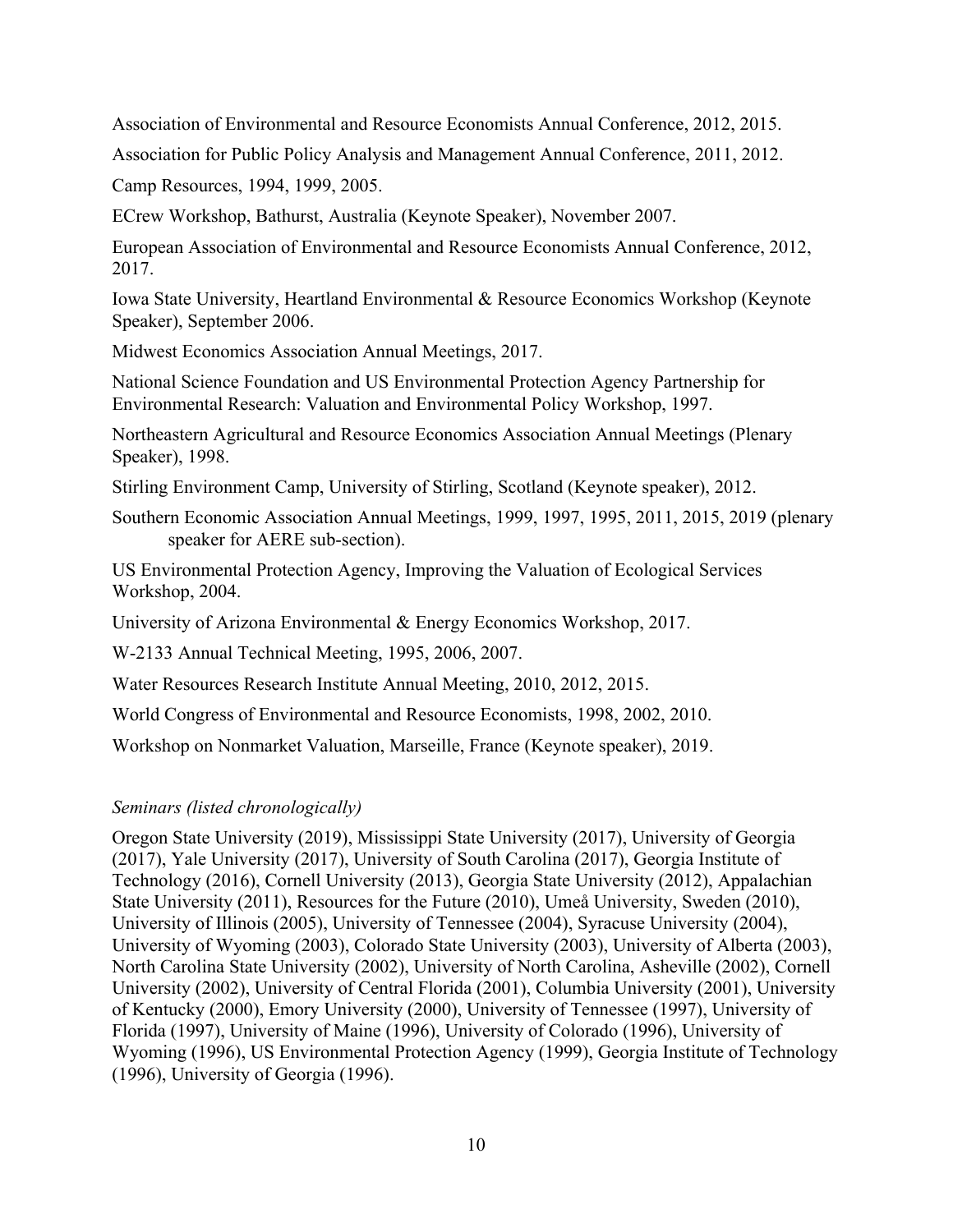Association of Environmental and Resource Economists Annual Conference, 2012, 2015.

Association for Public Policy Analysis and Management Annual Conference, 2011, 2012.

Camp Resources, 1994, 1999, 2005.

ECrew Workshop, Bathurst, Australia (Keynote Speaker), November 2007.

European Association of Environmental and Resource Economists Annual Conference, 2012, 2017.

Iowa State University, Heartland Environmental & Resource Economics Workshop (Keynote Speaker), September 2006.

Midwest Economics Association Annual Meetings, 2017.

National Science Foundation and US Environmental Protection Agency Partnership for Environmental Research: Valuation and Environmental Policy Workshop, 1997.

Northeastern Agricultural and Resource Economics Association Annual Meetings (Plenary Speaker), 1998.

Stirling Environment Camp, University of Stirling, Scotland (Keynote speaker), 2012.

Southern Economic Association Annual Meetings, 1999, 1997, 1995, 2011, 2015, 2019 (plenary speaker for AERE sub-section).

US Environmental Protection Agency, Improving the Valuation of Ecological Services Workshop, 2004.

University of Arizona Environmental & Energy Economics Workshop, 2017.

W-2133 Annual Technical Meeting, 1995, 2006, 2007.

Water Resources Research Institute Annual Meeting, 2010, 2012, 2015.

World Congress of Environmental and Resource Economists, 1998, 2002, 2010.

Workshop on Nonmarket Valuation, Marseille, France (Keynote speaker), 2019.

*Seminars (listed chronologically)*

Oregon State University (2019), Mississippi State University (2017), University of Georgia (2017), Yale University (2017), University of South Carolina (2017), Georgia Institute of Technology (2016), Cornell University (2013), Georgia State University (2012), Appalachian State University (2011), Resources for the Future (2010), Umeå University, Sweden (2010), University of Illinois (2005), University of Tennessee (2004), Syracuse University (2004), University of Wyoming (2003), Colorado State University (2003), University of Alberta (2003), North Carolina State University (2002), University of North Carolina, Asheville (2002), Cornell University (2002), University of Central Florida (2001), Columbia University (2001), University of Kentucky (2000), Emory University (2000), University of Tennessee (1997), University of Florida (1997), University of Maine (1996), University of Colorado (1996), University of Wyoming (1996), US Environmental Protection Agency (1999), Georgia Institute of Technology (1996), University of Georgia (1996).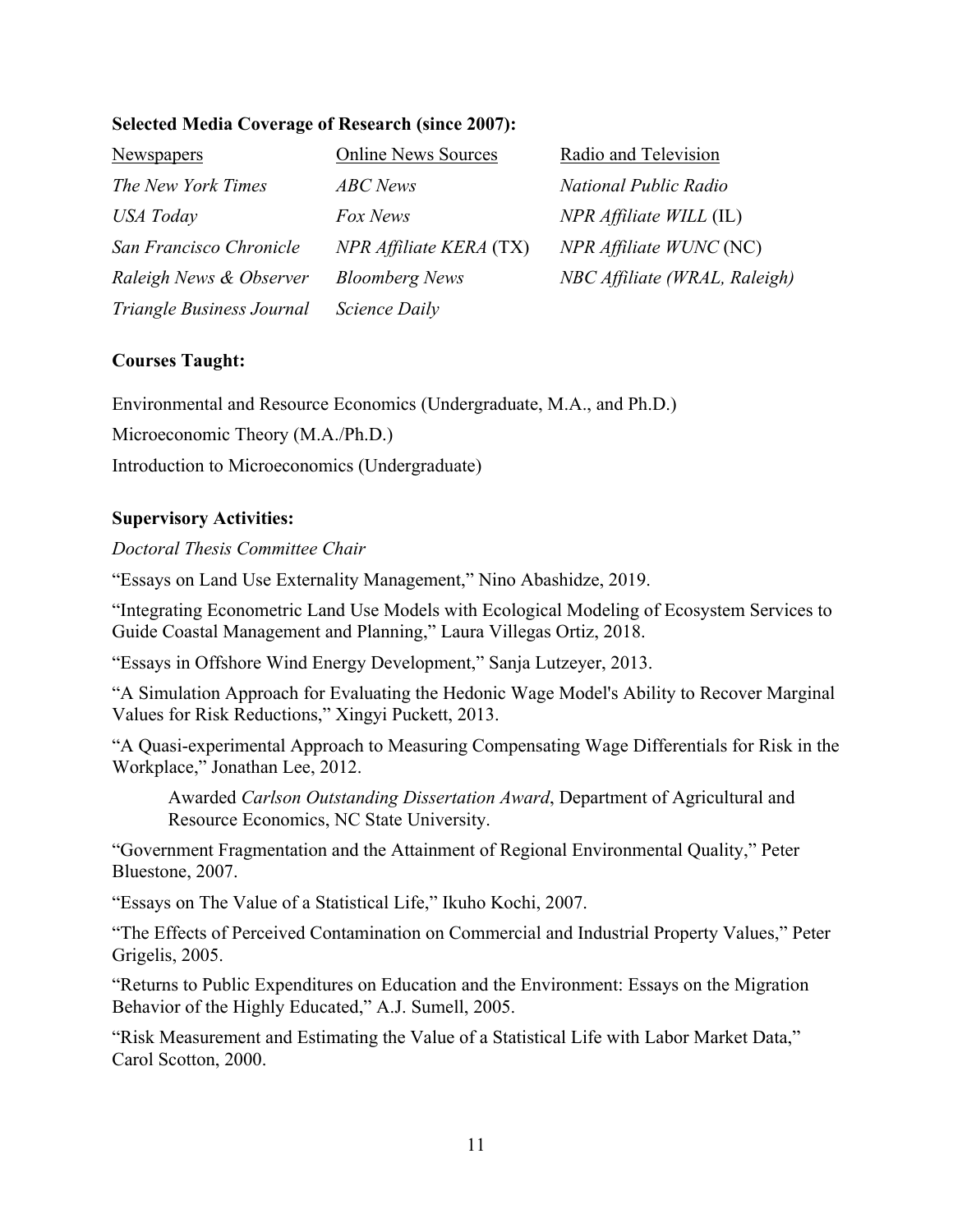**Selected Media Coverage of Research (since 2007):**

| Newspapers | Online News Sources | Radio and Television |
|---|---|---|
| *The New York Times* | *ABC News* | *National Public Radio* |
| *USA Today* | *Fox News* | *NPR Affiliate WILL* (IL) |
| *San Francisco Chronicle* | *NPR Affiliate KERA* (TX) | *NPR Affiliate WUNC* (NC) |
| *Raleigh News & Observer* | *Bloomberg News* | *NBC Affiliate (WRAL, Raleigh)* |
| *Triangle Business Journal* | *Science Daily* | |

**Courses Taught:**

Environmental and Resource Economics (Undergraduate, M.A., and Ph.D.)

Microeconomic Theory (M.A./Ph.D.)

Introduction to Microeconomics (Undergraduate)

**Supervisory Activities:**

*Doctoral Thesis Committee Chair*

"Essays on Land Use Externality Management," Nino Abashidze, 2019.

"Integrating Econometric Land Use Models with Ecological Modeling of Ecosystem Services to Guide Coastal Management and Planning," Laura Villegas Ortiz, 2018.

"Essays in Offshore Wind Energy Development," Sanja Lutzeyer, 2013.

"A Simulation Approach for Evaluating the Hedonic Wage Model's Ability to Recover Marginal Values for Risk Reductions," Xingyi Puckett, 2013.

"A Quasi-experimental Approach to Measuring Compensating Wage Differentials for Risk in the Workplace," Jonathan Lee, 2012.

> Awarded *Carlson Outstanding Dissertation Award*, Department of Agricultural and Resource Economics, NC State University.

"Government Fragmentation and the Attainment of Regional Environmental Quality," Peter Bluestone, 2007.

"Essays on The Value of a Statistical Life," Ikuho Kochi, 2007.

"The Effects of Perceived Contamination on Commercial and Industrial Property Values," Peter Grigelis, 2005.

"Returns to Public Expenditures on Education and the Environment: Essays on the Migration Behavior of the Highly Educated," A.J. Sumell, 2005.

"Risk Measurement and Estimating the Value of a Statistical Life with Labor Market Data," Carol Scotton, 2000.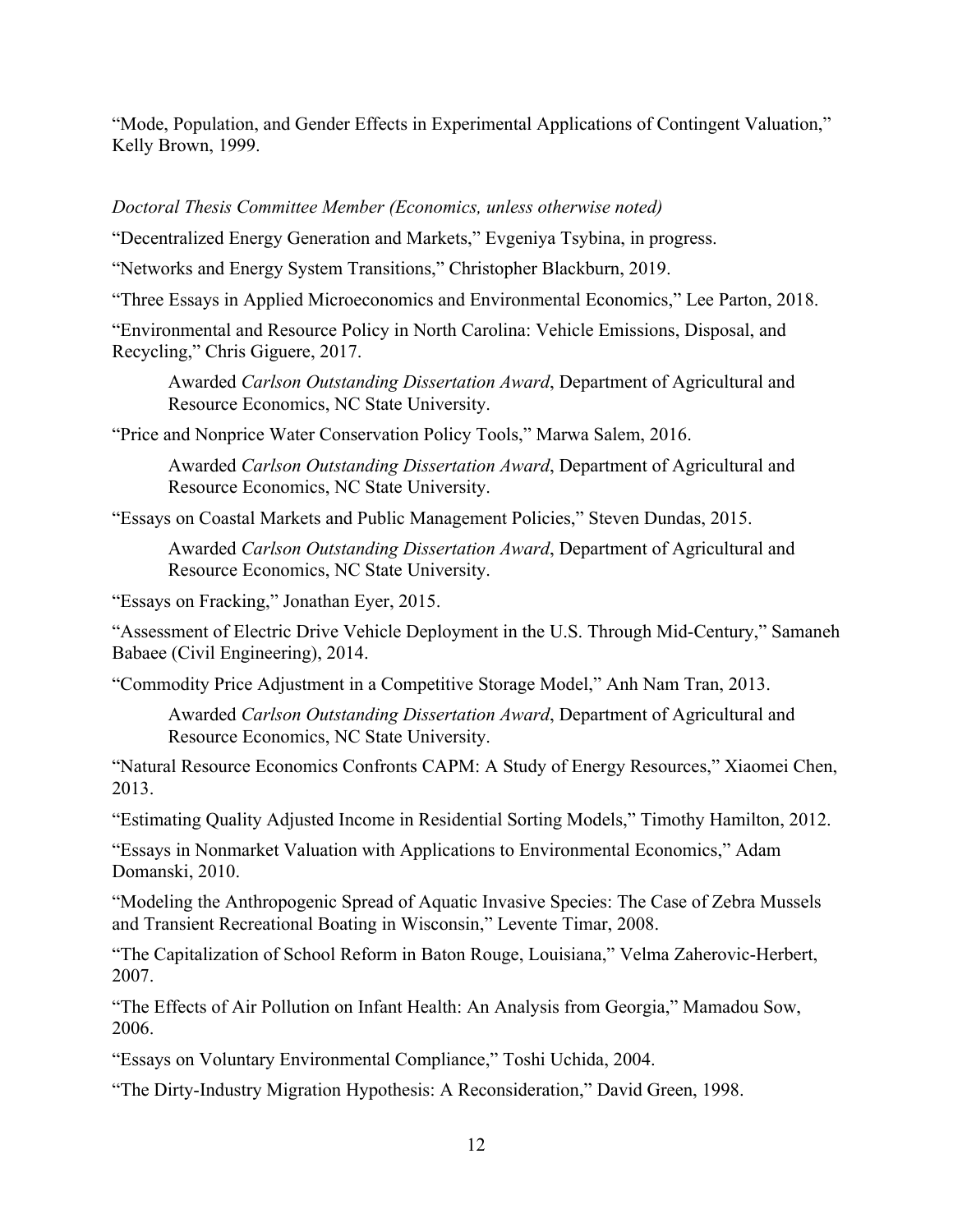“Mode, Population, and Gender Effects in Experimental Applications of Contingent Valuation,” Kelly Brown, 1999.

*Doctoral Thesis Committee Member (Economics, unless otherwise noted)*

“Decentralized Energy Generation and Markets,” Evgeniya Tsybina, in progress.

“Networks and Energy System Transitions,” Christopher Blackburn, 2019.

“Three Essays in Applied Microeconomics and Environmental Economics,” Lee Parton, 2018.

“Environmental and Resource Policy in North Carolina: Vehicle Emissions, Disposal, and Recycling,” Chris Giguere, 2017.

> Awarded *Carlson Outstanding Dissertation Award*, Department of Agricultural and Resource Economics, NC State University.

“Price and Nonprice Water Conservation Policy Tools,” Marwa Salem, 2016.

> Awarded *Carlson Outstanding Dissertation Award*, Department of Agricultural and Resource Economics, NC State University.

“Essays on Coastal Markets and Public Management Policies,” Steven Dundas, 2015.

> Awarded *Carlson Outstanding Dissertation Award*, Department of Agricultural and Resource Economics, NC State University.

“Essays on Fracking,” Jonathan Eyer, 2015.

“Assessment of Electric Drive Vehicle Deployment in the U.S. Through Mid-Century,” Samaneh Babaee (Civil Engineering), 2014.

“Commodity Price Adjustment in a Competitive Storage Model,” Anh Nam Tran, 2013.

> Awarded *Carlson Outstanding Dissertation Award*, Department of Agricultural and Resource Economics, NC State University.

“Natural Resource Economics Confronts CAPM: A Study of Energy Resources,” Xiaomei Chen, 2013.

“Estimating Quality Adjusted Income in Residential Sorting Models,” Timothy Hamilton, 2012.

“Essays in Nonmarket Valuation with Applications to Environmental Economics,” Adam Domanski, 2010.

“Modeling the Anthropogenic Spread of Aquatic Invasive Species: The Case of Zebra Mussels and Transient Recreational Boating in Wisconsin,” Levente Timar, 2008.

“The Capitalization of School Reform in Baton Rouge, Louisiana,” Velma Zaherovic-Herbert, 2007.

“The Effects of Air Pollution on Infant Health: An Analysis from Georgia,” Mamadou Sow, 2006.

“Essays on Voluntary Environmental Compliance,” Toshi Uchida, 2004.

“The Dirty-Industry Migration Hypothesis: A Reconsideration,” David Green, 1998.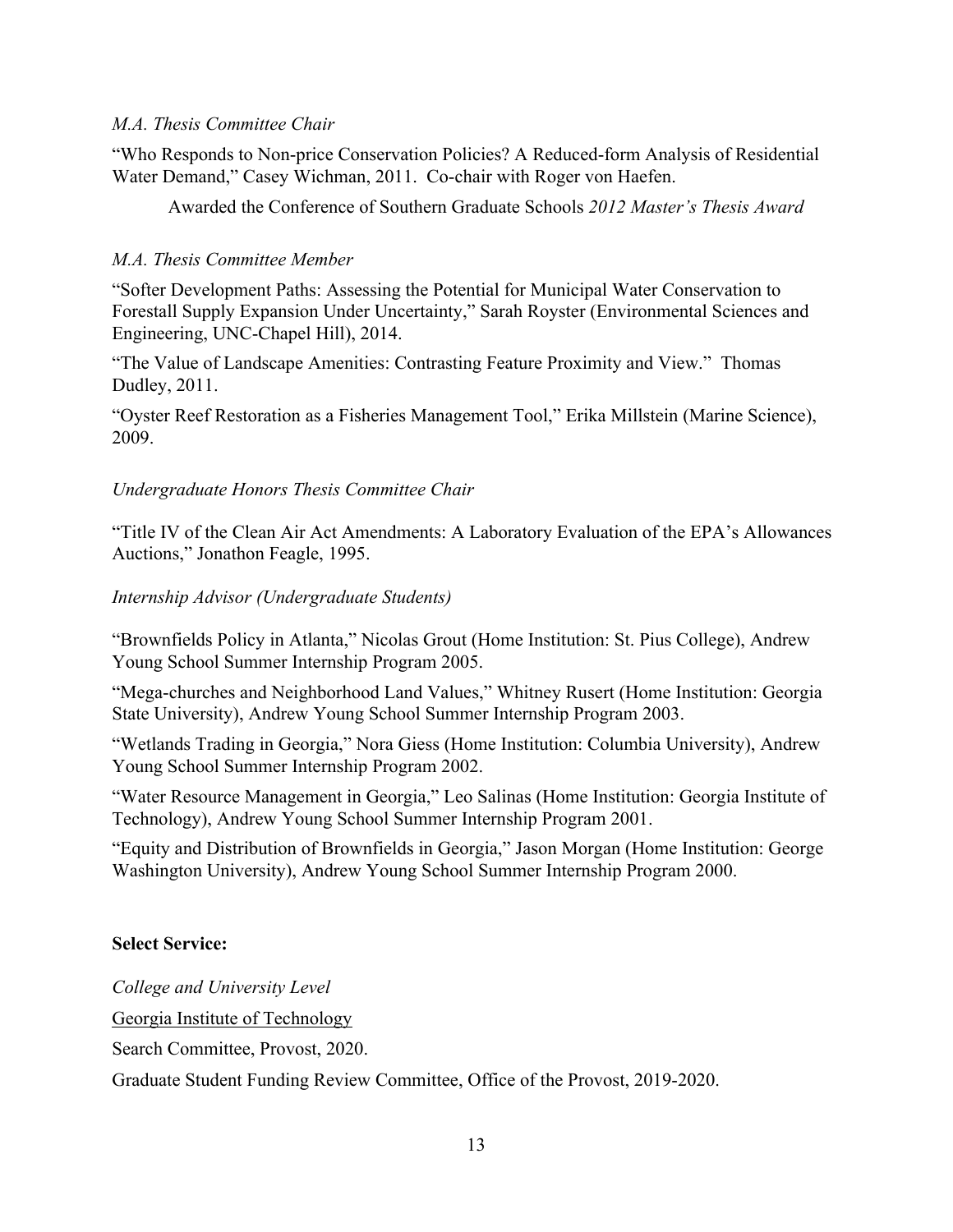*M.A. Thesis Committee Chair*

"Who Responds to Non-price Conservation Policies? A Reduced-form Analysis of Residential Water Demand," Casey Wichman, 2011. Co-chair with Roger von Haefen.

Awarded the Conference of Southern Graduate Schools *2012 Master's Thesis Award*

*M.A. Thesis Committee Member*

"Softer Development Paths: Assessing the Potential for Municipal Water Conservation to Forestall Supply Expansion Under Uncertainty," Sarah Royster (Environmental Sciences and Engineering, UNC-Chapel Hill), 2014.

"The Value of Landscape Amenities: Contrasting Feature Proximity and View." Thomas Dudley, 2011.

"Oyster Reef Restoration as a Fisheries Management Tool," Erika Millstein (Marine Science), 2009.

*Undergraduate Honors Thesis Committee Chair*

"Title IV of the Clean Air Act Amendments: A Laboratory Evaluation of the EPA's Allowances Auctions," Jonathon Feagle, 1995.

*Internship Advisor (Undergraduate Students)*

"Brownfields Policy in Atlanta," Nicolas Grout (Home Institution: St. Pius College), Andrew Young School Summer Internship Program 2005.

"Mega-churches and Neighborhood Land Values," Whitney Rusert (Home Institution: Georgia State University), Andrew Young School Summer Internship Program 2003.

"Wetlands Trading in Georgia," Nora Giess (Home Institution: Columbia University), Andrew Young School Summer Internship Program 2002.

"Water Resource Management in Georgia," Leo Salinas (Home Institution: Georgia Institute of Technology), Andrew Young School Summer Internship Program 2001.

"Equity and Distribution of Brownfields in Georgia," Jason Morgan (Home Institution: George Washington University), Andrew Young School Summer Internship Program 2000.

**Select Service:**

*College and University Level*

Georgia Institute of Technology

Search Committee, Provost, 2020.

Graduate Student Funding Review Committee, Office of the Provost, 2019-2020.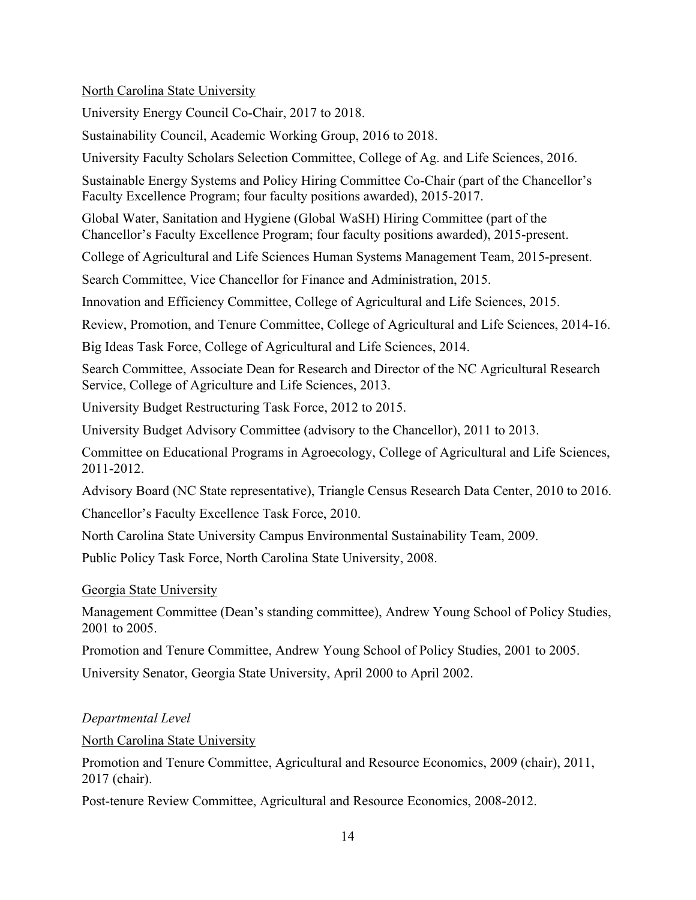<u>North Carolina State University</u>

University Energy Council Co-Chair, 2017 to 2018.

Sustainability Council, Academic Working Group, 2016 to 2018.

University Faculty Scholars Selection Committee, College of Ag. and Life Sciences, 2016.

Sustainable Energy Systems and Policy Hiring Committee Co-Chair (part of the Chancellor's Faculty Excellence Program; four faculty positions awarded), 2015-2017.

Global Water, Sanitation and Hygiene (Global WaSH) Hiring Committee (part of the Chancellor's Faculty Excellence Program; four faculty positions awarded), 2015-present.

College of Agricultural and Life Sciences Human Systems Management Team, 2015-present.

Search Committee, Vice Chancellor for Finance and Administration, 2015.

Innovation and Efficiency Committee, College of Agricultural and Life Sciences, 2015.

Review, Promotion, and Tenure Committee, College of Agricultural and Life Sciences, 2014-16.

Big Ideas Task Force, College of Agricultural and Life Sciences, 2014.

Search Committee, Associate Dean for Research and Director of the NC Agricultural Research Service, College of Agriculture and Life Sciences, 2013.

University Budget Restructuring Task Force, 2012 to 2015.

University Budget Advisory Committee (advisory to the Chancellor), 2011 to 2013.

Committee on Educational Programs in Agroecology, College of Agricultural and Life Sciences, 2011-2012.

Advisory Board (NC State representative), Triangle Census Research Data Center, 2010 to 2016.

Chancellor's Faculty Excellence Task Force, 2010.

North Carolina State University Campus Environmental Sustainability Team, 2009.

Public Policy Task Force, North Carolina State University, 2008.

<u>Georgia State University</u>

Management Committee (Dean's standing committee), Andrew Young School of Policy Studies, 2001 to 2005.

Promotion and Tenure Committee, Andrew Young School of Policy Studies, 2001 to 2005.

University Senator, Georgia State University, April 2000 to April 2002.

*Departmental Level*

<u>North Carolina State University</u>

Promotion and Tenure Committee, Agricultural and Resource Economics, 2009 (chair), 2011, 2017 (chair).

Post-tenure Review Committee, Agricultural and Resource Economics, 2008-2012.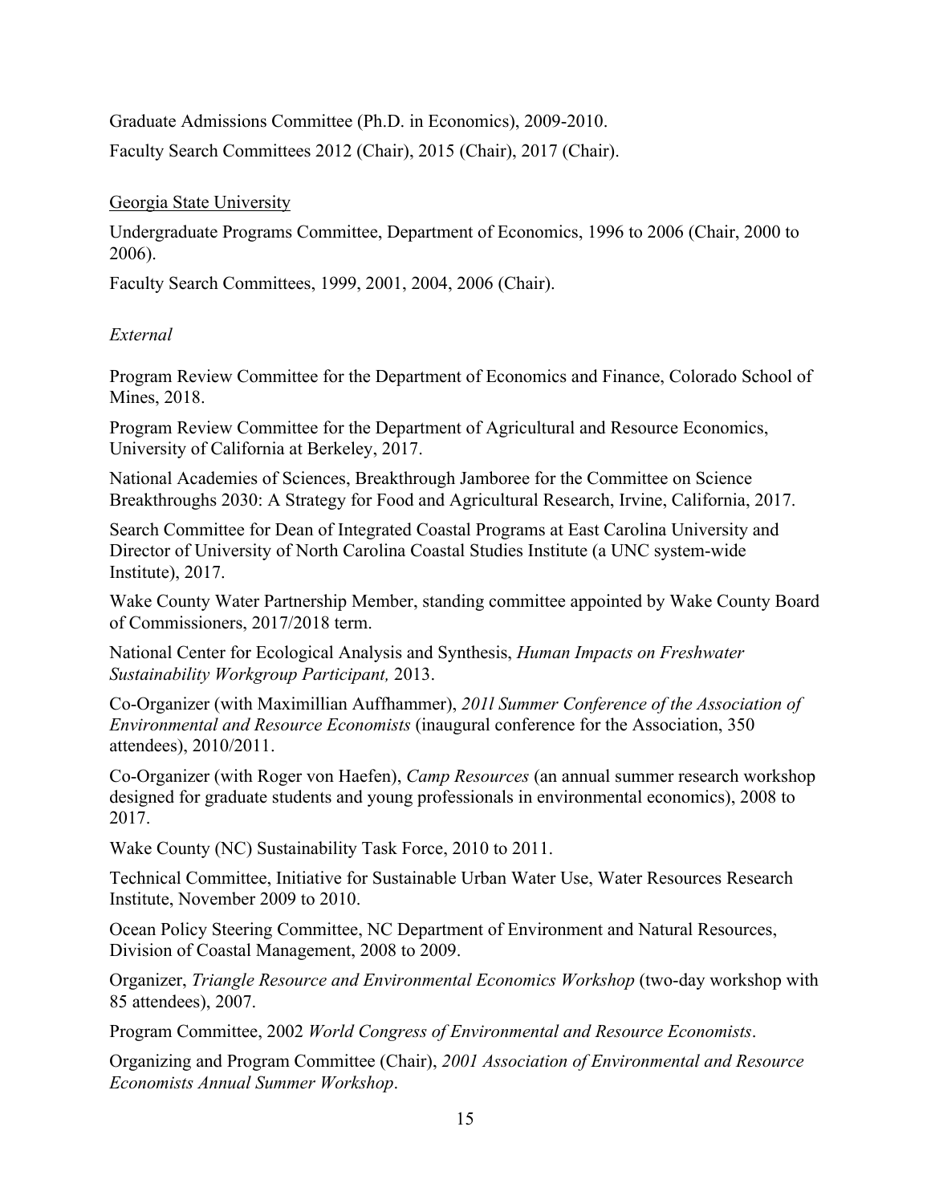Graduate Admissions Committee (Ph.D. in Economics), 2009-2010.

Faculty Search Committees 2012 (Chair), 2015 (Chair), 2017 (Chair).

<u>Georgia State University</u>

Undergraduate Programs Committee, Department of Economics, 1996 to 2006 (Chair, 2000 to 2006).

Faculty Search Committees, 1999, 2001, 2004, 2006 (Chair).

*External*

Program Review Committee for the Department of Economics and Finance, Colorado School of Mines, 2018.

Program Review Committee for the Department of Agricultural and Resource Economics, University of California at Berkeley, 2017.

National Academies of Sciences, Breakthrough Jamboree for the Committee on Science Breakthroughs 2030: A Strategy for Food and Agricultural Research, Irvine, California, 2017.

Search Committee for Dean of Integrated Coastal Programs at East Carolina University and Director of University of North Carolina Coastal Studies Institute (a UNC system-wide Institute), 2017.

Wake County Water Partnership Member, standing committee appointed by Wake County Board of Commissioners, 2017/2018 term.

National Center for Ecological Analysis and Synthesis, *Human Impacts on Freshwater Sustainability Workgroup Participant,* 2013.

Co-Organizer (with Maximillian Auffhammer), *201l Summer Conference of the Association of Environmental and Resource Economists* (inaugural conference for the Association, 350 attendees), 2010/2011.

Co-Organizer (with Roger von Haefen), *Camp Resources* (an annual summer research workshop designed for graduate students and young professionals in environmental economics), 2008 to 2017.

Wake County (NC) Sustainability Task Force, 2010 to 2011.

Technical Committee, Initiative for Sustainable Urban Water Use, Water Resources Research Institute, November 2009 to 2010.

Ocean Policy Steering Committee, NC Department of Environment and Natural Resources, Division of Coastal Management, 2008 to 2009.

Organizer, *Triangle Resource and Environmental Economics Workshop* (two-day workshop with 85 attendees), 2007.

Program Committee, 2002 *World Congress of Environmental and Resource Economists*.

Organizing and Program Committee (Chair), *2001 Association of Environmental and Resource Economists Annual Summer Workshop*.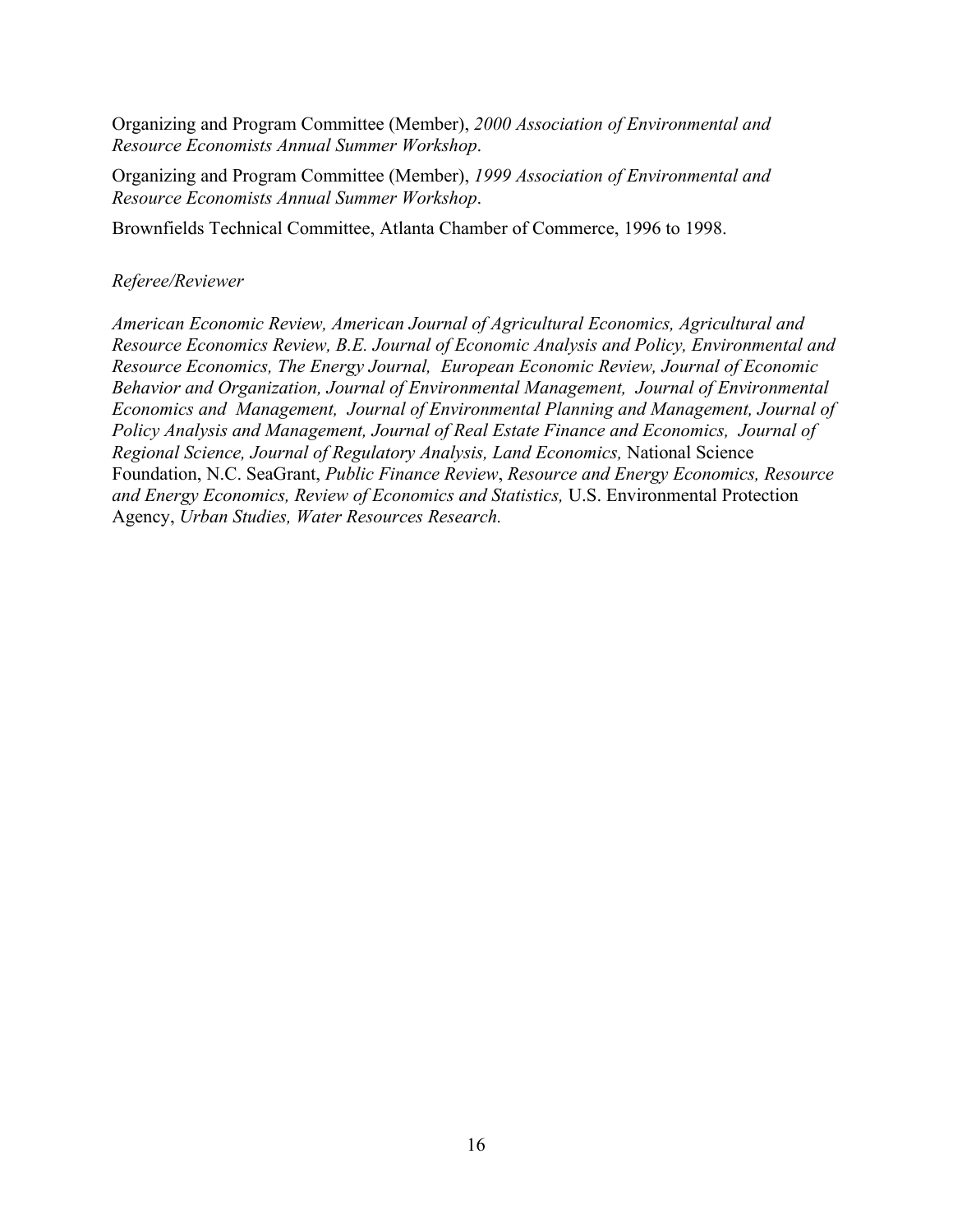Organizing and Program Committee (Member), *2000 Association of Environmental and Resource Economists Annual Summer Workshop*.

Organizing and Program Committee (Member), *1999 Association of Environmental and Resource Economists Annual Summer Workshop*.

Brownfields Technical Committee, Atlanta Chamber of Commerce, 1996 to 1998.

*Referee/Reviewer*

*American Economic Review, American Journal of Agricultural Economics, Agricultural and Resource Economics Review, B.E. Journal of Economic Analysis and Policy, Environmental and Resource Economics, The Energy Journal, European Economic Review, Journal of Economic Behavior and Organization, Journal of Environmental Management, Journal of Environmental Economics and Management, Journal of Environmental Planning and Management, Journal of Policy Analysis and Management, Journal of Real Estate Finance and Economics, Journal of Regional Science, Journal of Regulatory Analysis, Land Economics,* National Science Foundation, N.C. SeaGrant, *Public Finance Review*, *Resource and Energy Economics, Resource and Energy Economics, Review of Economics and Statistics,* U.S. Environmental Protection Agency, *Urban Studies, Water Resources Research.*